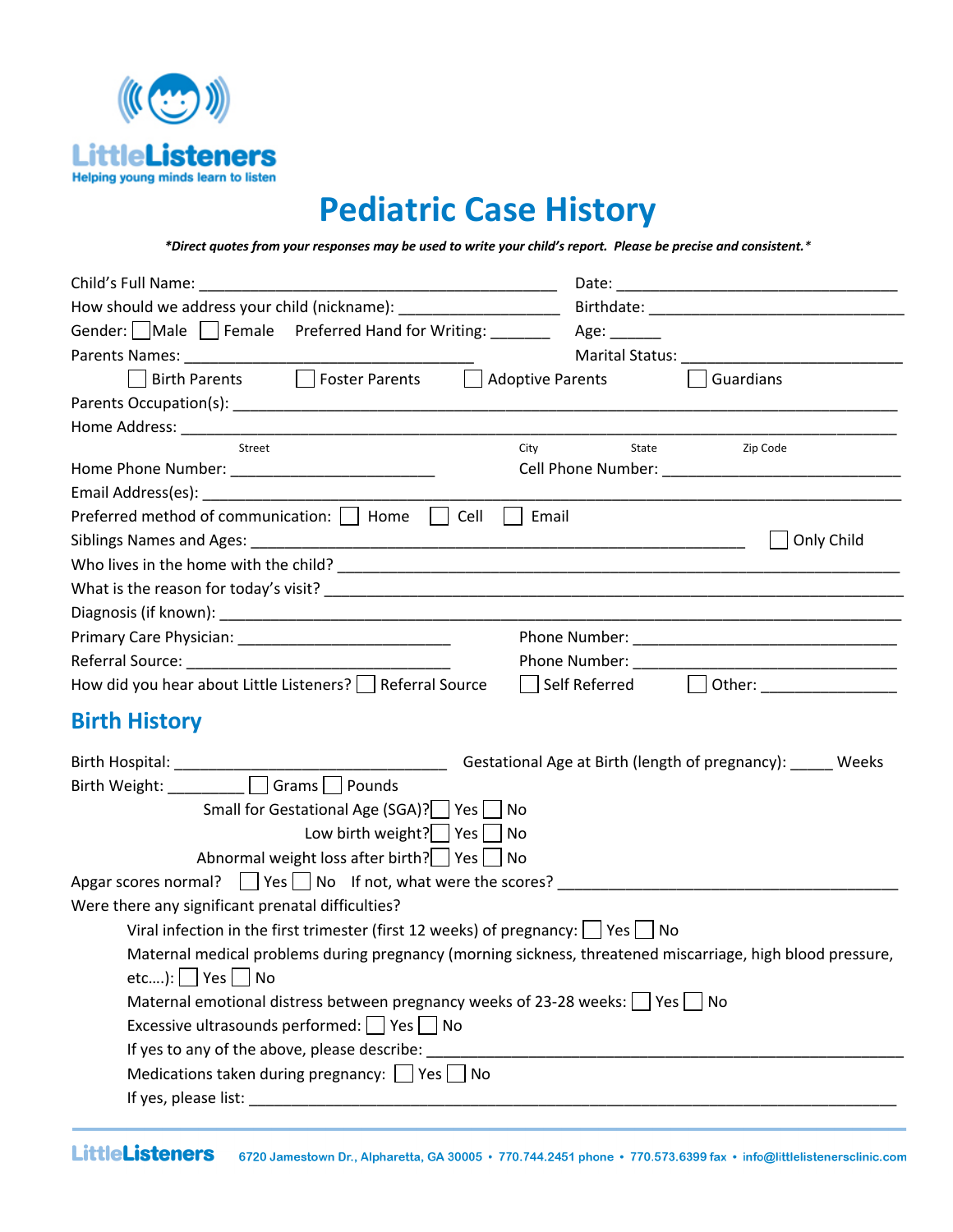LittleListeners
Helping young minds learn to listen

# Pediatric Case History

***Direct quotes from your responses may be used to write your child's report. Please be precise and consistent.***

Child's Full Name: ___________________________________________ Date: __________________________________

How should we address your child (nickname): ___________________ Birthdate: ______________________________

Gender: ☐ Male ☐ Female Preferred Hand for Writing: _______ Age: ______

Parents Names: ___________________________________ Marital Status: __________________________

☐ Birth Parents ☐ Foster Parents ☐ Adoptive Parents ☐ Guardians

Parents Occupation(s): _______________________________________________________________________________

Home Address: ____________________________________________________________________________________

Street City State Zip Code

Home Phone Number: ________________________ Cell Phone Number: ____________________________

Email Address(es): _________________________________________________________________________________

Preferred method of communication: ☐ Home ☐ Cell ☐ Email

Siblings Names and Ages: ___________________________________________________________ ☐ Only Child

Who lives in the home with the child? ________________________________________________________________

What is the reason for today's visit? __________________________________________________________________

Diagnosis (if known): _______________________________________________________________________________

Primary Care Physician: _________________________ Phone Number: _______________________________

Referral Source: _______________________________ Phone Number: _______________________________

How did you hear about Little Listeners? ☐ Referral Source ☐ Self Referred ☐ Other: _______________

## Birth History

Birth Hospital: ________________________________ Gestational Age at Birth (length of pregnancy): _____ Weeks

Birth Weight: _________ ☐ Grams ☐ Pounds

Small for Gestational Age (SGA)? ☐ Yes ☐ No

Low birth weight? ☐ Yes ☐ No

Abnormal weight loss after birth? ☐ Yes ☐ No

Apgar scores normal? ☐ Yes ☐ No If not, what were the scores? _________________________________________

Were there any significant prenatal difficulties?

Viral infection in the first trimester (first 12 weeks) of pregnancy: ☐ Yes ☐ No

Maternal medical problems during pregnancy (morning sickness, threatened miscarriage, high blood pressure, etc….): ☐ Yes ☐ No

Maternal emotional distress between pregnancy weeks of 23-28 weeks: ☐ Yes ☐ No

Excessive ultrasounds performed: ☐ Yes ☐ No

If yes to any of the above, please describe: ___________________________________________________________

Medications taken during pregnancy: ☐ Yes ☐ No

If yes, please list: _____________________________________________________________________________

LittleListeners 6720 Jamestown Dr., Alpharetta, GA 30005 • 770.744.2451 phone • 770.573.6399 fax • info@littlelistenersclinic.com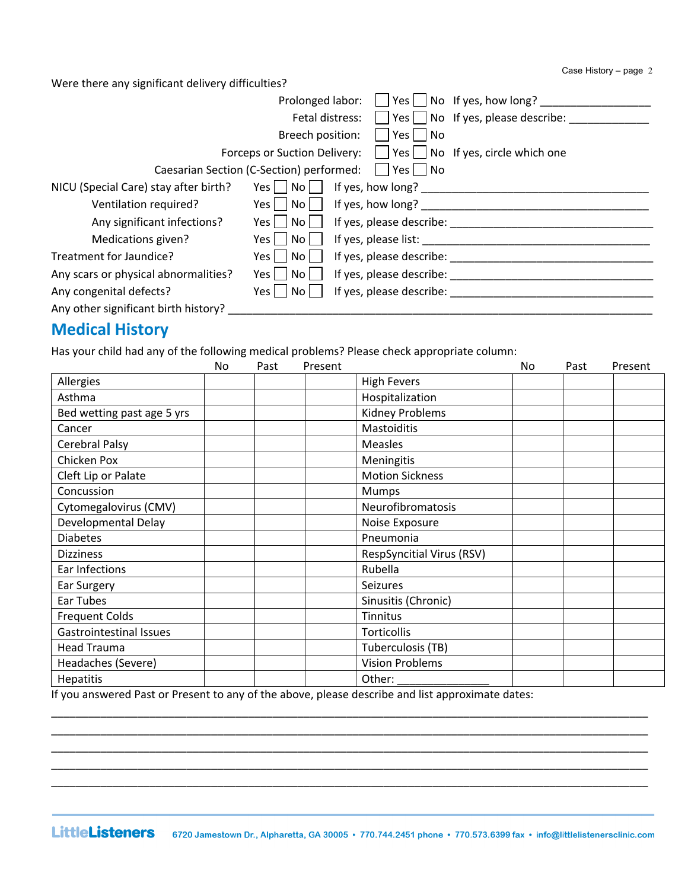Were there any significant delivery difficulties?

Prolonged labor: ☐ Yes ☐ No If yes, how long? ________________

Fetal distress: ☐ Yes ☐ No If yes, please describe: ____________

Breech position: ☐ Yes ☐ No

Forceps or Suction Delivery: ☐ Yes ☐ No If yes, circle which one

Caesarian Section (C-Section) performed: ☐ Yes ☐ No

NICU (Special Care) stay after birth? Yes ☐ No ☐ If yes, how long? ________________________________

Ventilation required? Yes ☐ No ☐ If yes, how long? ________________________________

Any significant infections? Yes ☐ No ☐ If yes, please describe: ____________________________

Medications given? Yes ☐ No ☐ If yes, please list: ________________________________

Treatment for Jaundice? Yes ☐ No ☐ If yes, please describe: ____________________________

Any scars or physical abnormalities? Yes ☐ No ☐ If yes, please describe: ____________________________

Any congenital defects? Yes ☐ No ☐ If yes, please describe: ____________________________

Any other significant birth history? ____________________________________________________________

## Medical History

Has your child had any of the following medical problems? Please check appropriate column:

| | No | Past | Present | | No | Past | Present |
|---|---|---|---|---|---|---|---|
| Allergies | | | | High Fevers | | | |
| Asthma | | | | Hospitalization | | | |
| Bed wetting past age 5 yrs | | | | Kidney Problems | | | |
| Cancer | | | | Mastoiditis | | | |
| Cerebral Palsy | | | | Measles | | | |
| Chicken Pox | | | | Meningitis | | | |
| Cleft Lip or Palate | | | | Motion Sickness | | | |
| Concussion | | | | Mumps | | | |
| Cytomegalovirus (CMV) | | | | Neurofibromatosis | | | |
| Developmental Delay | | | | Noise Exposure | | | |
| Diabetes | | | | Pneumonia | | | |
| Dizziness | | | | RespSyncitial Virus (RSV) | | | |
| Ear Infections | | | | Rubella | | | |
| Ear Surgery | | | | Seizures | | | |
| Ear Tubes | | | | Sinusitis (Chronic) | | | |
| Frequent Colds | | | | Tinnitus | | | |
| Gastrointestinal Issues | | | | Torticollis | | | |
| Head Trauma | | | | Tuberculosis (TB) | | | |
| Headaches (Severe) | | | | Vision Problems | | | |
| Hepatitis | | | | Other: ______________ | | | |

If you answered Past or Present to any of the above, please describe and list approximate dates:

______________________________________________________________________________________

______________________________________________________________________________________

______________________________________________________________________________________

______________________________________________________________________________________

______________________________________________________________________________________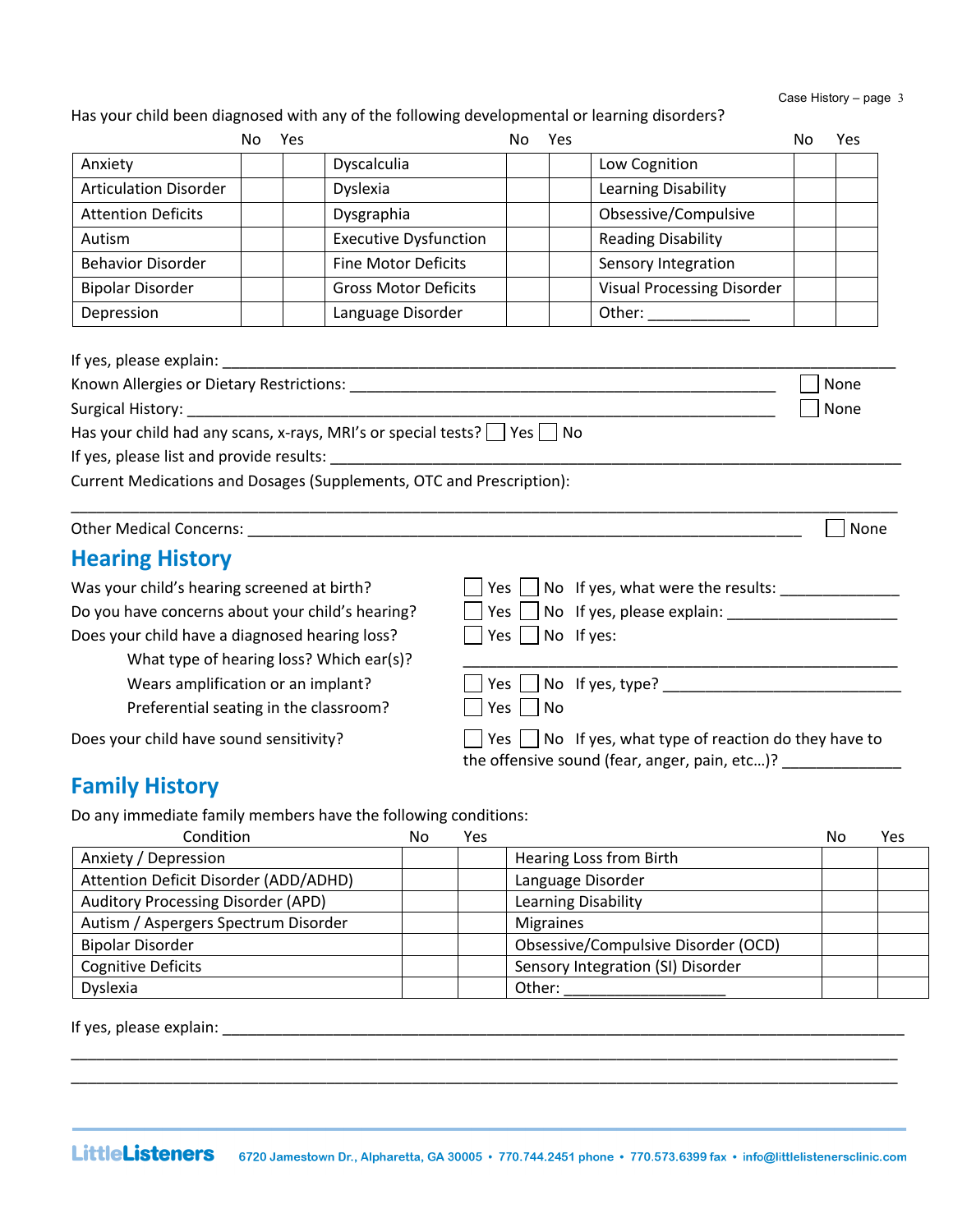Has your child been diagnosed with any of the following developmental or learning disorders?

| | No | Yes | | No | Yes | | No | Yes |
|---|---|---|---|---|---|---|---|---|
| Anxiety | | | Dyscalculia | | | Low Cognition | | |
| Articulation Disorder | | | Dyslexia | | | Learning Disability | | |
| Attention Deficits | | | Dysgraphia | | | Obsessive/Compulsive | | |
| Autism | | | Executive Dysfunction | | | Reading Disability | | |
| Behavior Disorder | | | Fine Motor Deficits | | | Sensory Integration | | |
| Bipolar Disorder | | | Gross Motor Deficits | | | Visual Processing Disorder | | |
| Depression | | | Language Disorder | | | Other: ____________ | | |

If yes, please explain: ______________________________________________________________________________

Known Allergies or Dietary Restrictions: ______________________________________________ ☐ None

Surgical History: ______________________________________________________________ ☐ None

Has your child had any scans, x-rays, MRI's or special tests? ☐ Yes ☐ No

If yes, please list and provide results: ______________________________________________________________

Current Medications and Dosages (Supplements, OTC and Prescription):

_____________________________________________________________________________________________

Other Medical Concerns: ____________________________________________________________ ☐ None

## Hearing History

Was your child's hearing screened at birth? ☐ Yes ☐ No If yes, what were the results: ______________

Do you have concerns about your child's hearing? ☐ Yes ☐ No If yes, please explain: ____________________

Does your child have a diagnosed hearing loss? ☐ Yes ☐ No If yes:

What type of hearing loss? Which ear(s)? ________________________________________________

Wears amplification or an implant? ☐ Yes ☐ No If yes, type? ____________________________

Preferential seating in the classroom? ☐ Yes ☐ No

Does your child have sound sensitivity? ☐ Yes ☐ No If yes, what type of reaction do they have to the offensive sound (fear, anger, pain, etc…)? _____________

## Family History

Do any immediate family members have the following conditions:

| Condition | No | Yes | | No | Yes |
|---|---|---|---|---|---|
| Anxiety / Depression | | | Hearing Loss from Birth | | |
| Attention Deficit Disorder (ADD/ADHD) | | | Language Disorder | | |
| Auditory Processing Disorder (APD) | | | Learning Disability | | |
| Autism / Aspergers Spectrum Disorder | | | Migraines | | |
| Bipolar Disorder | | | Obsessive/Compulsive Disorder (OCD) | | |
| Cognitive Deficits | | | Sensory Integration (SI) Disorder | | |
| Dyslexia | | | Other: ___________________ | | |

If yes, please explain: ______________________________________________________________________________

_____________________________________________________________________________________________

_____________________________________________________________________________________________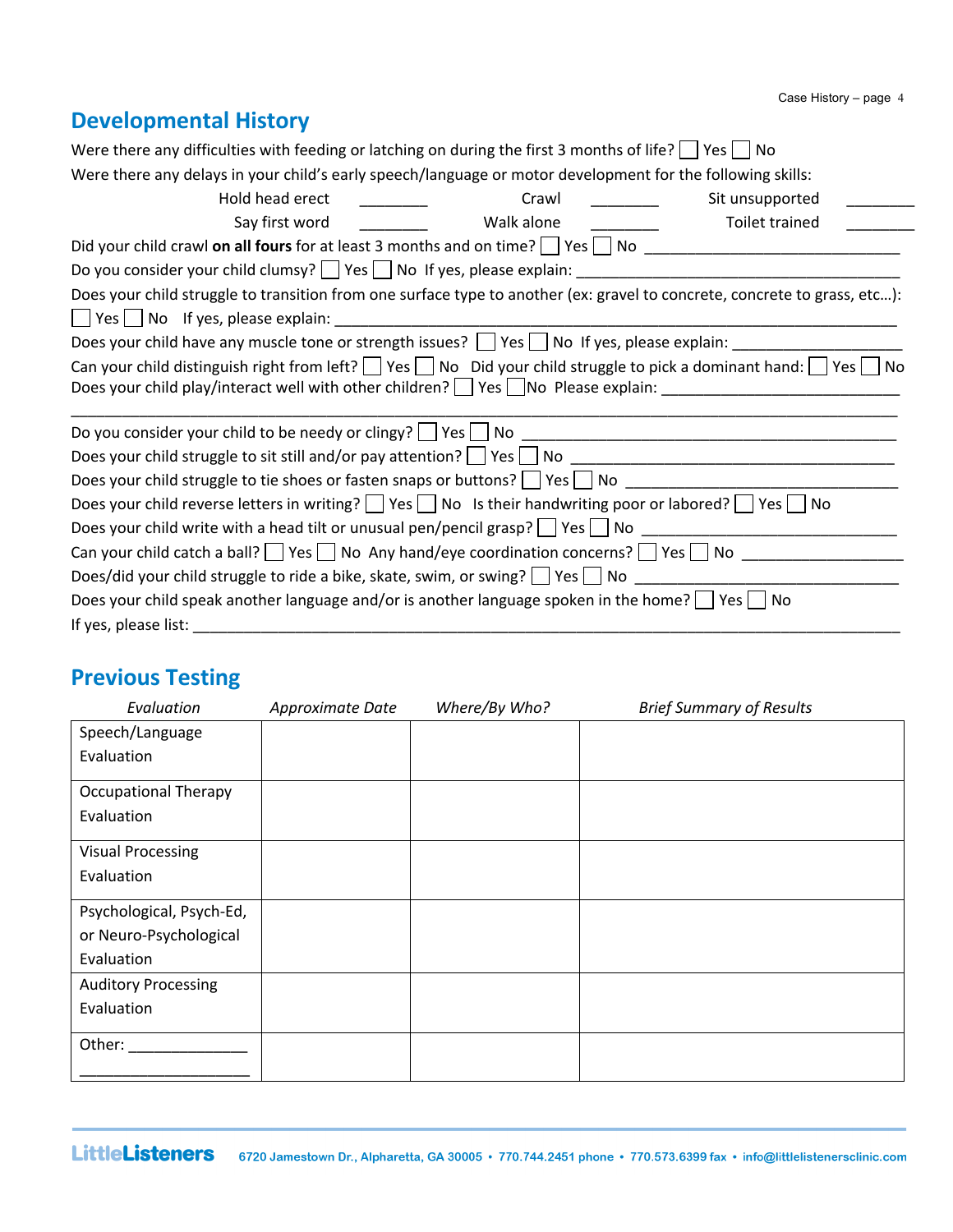## Developmental History

Were there any difficulties with feeding or latching on during the first 3 months of life? ☐ Yes ☐ No

Were there any delays in your child's early speech/language or motor development for the following skills:

| | | | | | |
|---|---|---|---|---|---|
| Hold head erect | ________ | Crawl | ________ | Sit unsupported | ________ |
| Say first word | ________ | Walk alone | ________ | Toilet trained | ________ |

Did your child crawl **on all fours** for at least 3 months and on time? ☐ Yes ☐ No ______________________________

Do you consider your child clumsy? ☐ Yes ☐ No If yes, please explain: ___________________________________

Does your child struggle to transition from one surface type to another (ex: gravel to concrete, concrete to grass, etc…): ☐ Yes ☐ No If yes, please explain: ___________________________________________________________

Does your child have any muscle tone or strength issues? ☐ Yes ☐ No If yes, please explain: ___________________

Can your child distinguish right from left? ☐ Yes ☐ No Did your child struggle to pick a dominant hand: ☐ Yes ☐ No

Does your child play/interact well with other children? ☐ Yes ☐No Please explain: ____________________________

_____________________________________________________________________________________________

Do you consider your child to be needy or clingy? ☐ Yes ☐ No ___________________________________________

Does your child struggle to sit still and/or pay attention? ☐ Yes ☐ No ____________________________________

Does your child struggle to tie shoes or fasten snaps or buttons? ☐ Yes ☐ No _______________________________

Does your child reverse letters in writing? ☐ Yes ☐ No Is their handwriting poor or labored? ☐ Yes ☐ No

Does your child write with a head tilt or unusual pen/pencil grasp? ☐ Yes ☐ No ____________________________

Can your child catch a ball? ☐ Yes ☐ No Any hand/eye coordination concerns? ☐ Yes ☐ No __________________

Does/did your child struggle to ride a bike, skate, swim, or swing? ☐ Yes ☐ No _____________________________

Does your child speak another language and/or is another language spoken in the home? ☐ Yes ☐ No

If yes, please list: ______________________________________________________________________________

## Previous Testing

| *Evaluation* | *Approximate Date* | *Where/By Who?* | *Brief Summary of Results* |
|---|---|---|---|
| Speech/Language Evaluation | | | |
| Occupational Therapy Evaluation | | | |
| Visual Processing Evaluation | | | |
| Psychological, Psych-Ed, or Neuro-Psychological Evaluation | | | |
| Auditory Processing Evaluation | | | |
| Other: ______________ ____________________ | | | |

LittleListeners 6720 Jamestown Dr., Alpharetta, GA 30005 • 770.744.2451 phone • 770.573.6399 fax • info@littlelistenersclinic.com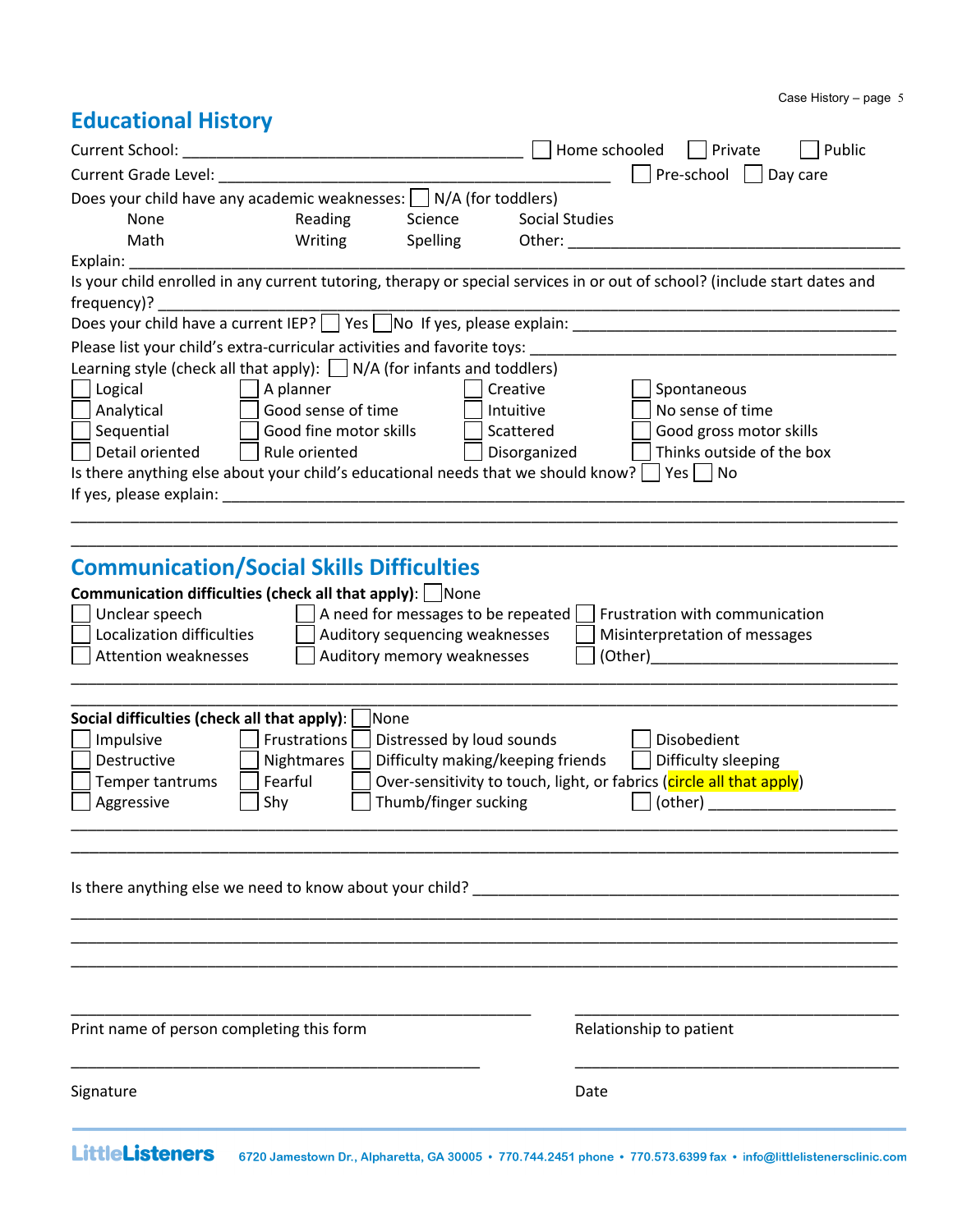## Educational History

Current School: ________________________________________ ☐ Home schooled ☐ Private ☐ Public

Current Grade Level: ______________________________________________ ☐ Pre-school ☐ Day care

Does your child have any academic weaknesses: ☐ N/A (for toddlers)

None Reading Science Social Studies

Math Writing Spelling Other: _______________________________________

Explain: ____________________________________________________________________________________

Is your child enrolled in any current tutoring, therapy or special services in or out of school? (include start dates and frequency)? ________________________________________________________________________________

Does your child have a current IEP? ☐ Yes ☐No If yes, please explain: _______________________________________

Please list your child's extra-curricular activities and favorite toys: __________________________________________

Learning style (check all that apply): ☐ N/A (for infants and toddlers)

| | | | |
|---|---|---|---|
| ☐ Logical | ☐ A planner | ☐ Creative | ☐ Spontaneous |
| ☐ Analytical | ☐ Good sense of time | ☐ Intuitive | ☐ No sense of time |
| ☐ Sequential | ☐ Good fine motor skills | ☐ Scattered | ☐ Good gross motor skills |
| ☐ Detail oriented | ☐ Rule oriented | ☐ Disorganized | ☐ Thinks outside of the box |

Is there anything else about your child's educational needs that we should know? ☐ Yes ☐ No

If yes, please explain: ____________________________________________________________________________

____________________________________________________________________________________________

____________________________________________________________________________________________

## Communication/Social Skills Difficulties

**Communication difficulties (check all that apply):** ☐ None

| | | |
|---|---|---|
| ☐ Unclear speech | ☐ A need for messages to be repeated | ☐ Frustration with communication |
| ☐ Localization difficulties | ☐ Auditory sequencing weaknesses | ☐ Misinterpretation of messages |
| ☐ Attention weaknesses | ☐ Auditory memory weaknesses | ☐ (Other)____________________________ |

____________________________________________________________________________________________

____________________________________________________________________________________________

**Social difficulties (check all that apply):** ☐ None

| | | | |
|---|---|---|---|
| ☐ Impulsive | ☐ Frustrations | ☐ Distressed by loud sounds | ☐ Disobedient |
| ☐ Destructive | ☐ Nightmares | ☐ Difficulty making/keeping friends | ☐ Difficulty sleeping |
| ☐ Temper tantrums | ☐ Fearful | ☐ Over-sensitivity to touch, light, or fabrics (circle all that apply) | |
| ☐ Aggressive | ☐ Shy | ☐ Thumb/finger sucking | ☐ (other) ______________________ |

____________________________________________________________________________________________

____________________________________________________________________________________________

Is there anything else we need to know about your child? ______________________________________________

____________________________________________________________________________________________

____________________________________________________________________________________________

____________________________________________________________________________________________

______________________________________________________ ______________________________________

Print name of person completing this form Relationship to patient

______________________________________________________ ______________________________________

Signature Date

**LittleListeners** 6720 Jamestown Dr., Alpharetta, GA 30005 • 770.744.2451 phone • 770.573.6399 fax • info@littlelistenersclinic.com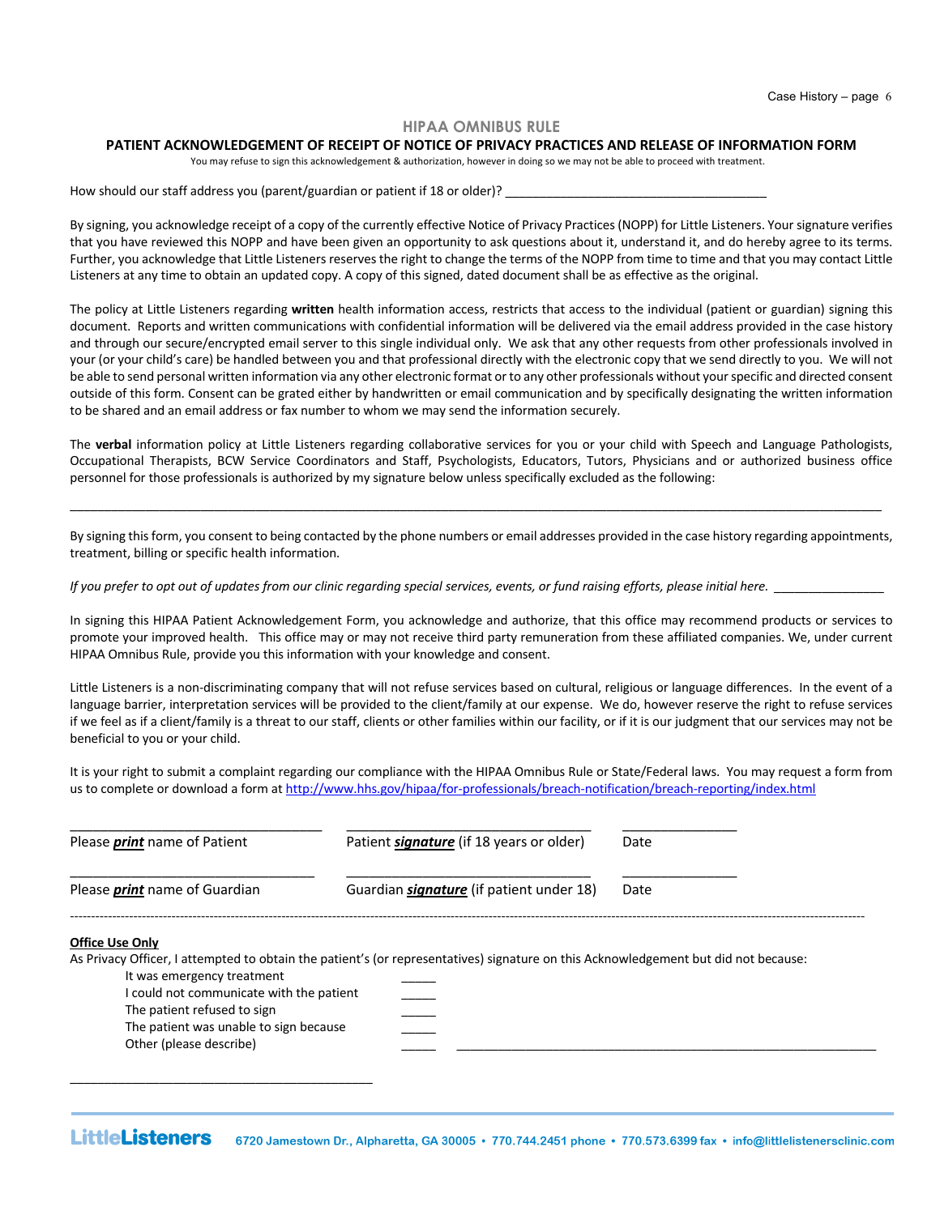## HIPAA OMNIBUS RULE

### PATIENT ACKNOWLEDGEMENT OF RECEIPT OF NOTICE OF PRIVACY PRACTICES AND RELEASE OF INFORMATION FORM

You may refuse to sign this acknowledgement & authorization, however in doing so we may not be able to proceed with treatment.

How should our staff address you (parent/guardian or patient if 18 or older)? ______________________________________

By signing, you acknowledge receipt of a copy of the currently effective Notice of Privacy Practices (NOPP) for Little Listeners. Your signature verifies that you have reviewed this NOPP and have been given an opportunity to ask questions about it, understand it, and do hereby agree to its terms. Further, you acknowledge that Little Listeners reserves the right to change the terms of the NOPP from time to time and that you may contact Little Listeners at any time to obtain an updated copy. A copy of this signed, dated document shall be as effective as the original.

The policy at Little Listeners regarding **written** health information access, restricts that access to the individual (patient or guardian) signing this document. Reports and written communications with confidential information will be delivered via the email address provided in the case history and through our secure/encrypted email server to this single individual only. We ask that any other requests from other professionals involved in your (or your child's care) be handled between you and that professional directly with the electronic copy that we send directly to you. We will not be able to send personal written information via any other electronic format or to any other professionals without your specific and directed consent outside of this form. Consent can be grated either by handwritten or email communication and by specifically designating the written information to be shared and an email address or fax number to whom we may send the information securely.

The **verbal** information policy at Little Listeners regarding collaborative services for you or your child with Speech and Language Pathologists, Occupational Therapists, BCW Service Coordinators and Staff, Psychologists, Educators, Tutors, Physicians and or authorized business office personnel for those professionals is authorized by my signature below unless specifically excluded as the following:

________________________________________________________________________________________________________

By signing this form, you consent to being contacted by the phone numbers or email addresses provided in the case history regarding appointments, treatment, billing or specific health information.

*If you prefer to opt out of updates from our clinic regarding special services, events, or fund raising efforts, please initial here.* ________________

In signing this HIPAA Patient Acknowledgement Form, you acknowledge and authorize, that this office may recommend products or services to promote your improved health. This office may or may not receive third party remuneration from these affiliated companies. We, under current HIPAA Omnibus Rule, provide you this information with your knowledge and consent.

Little Listeners is a non-discriminating company that will not refuse services based on cultural, religious or language differences. In the event of a language barrier, interpretation services will be provided to the client/family at our expense. We do, however reserve the right to refuse services if we feel as if a client/family is a threat to our staff, clients or other families within our facility, or if it is our judgment that our services may not be beneficial to you or your child.

It is your right to submit a complaint regarding our compliance with the HIPAA Omnibus Rule or State/Federal laws. You may request a form from us to complete or download a form at http://www.hhs.gov/hipaa/for-professionals/breach-notification/breach-reporting/index.html

| ______________________________ | ______________________________ | ________________ |
|---|---|---|
| Please ***print*** name of Patient | Patient ***signature*** (if 18 years or older) | Date |
| ______________________________ | ______________________________ | ________________ |
| Please ***print*** name of Guardian | Guardian ***signature*** (if patient under 18) | Date |

---

**Office Use Only**

As Privacy Officer, I attempted to obtain the patient's (or representatives) signature on this Acknowledgement but did not because:

- It was emergency treatment _____
- I could not communicate with the patient _____
- The patient refused to sign _____
- The patient was unable to sign because _____
- Other (please describe) _____ ______________________________________________

____________________________________________

6720 Jamestown Dr., Alpharetta, GA 30005 • 770.744.2451 phone • 770.573.6399 fax • info@littlelistenersclinic.com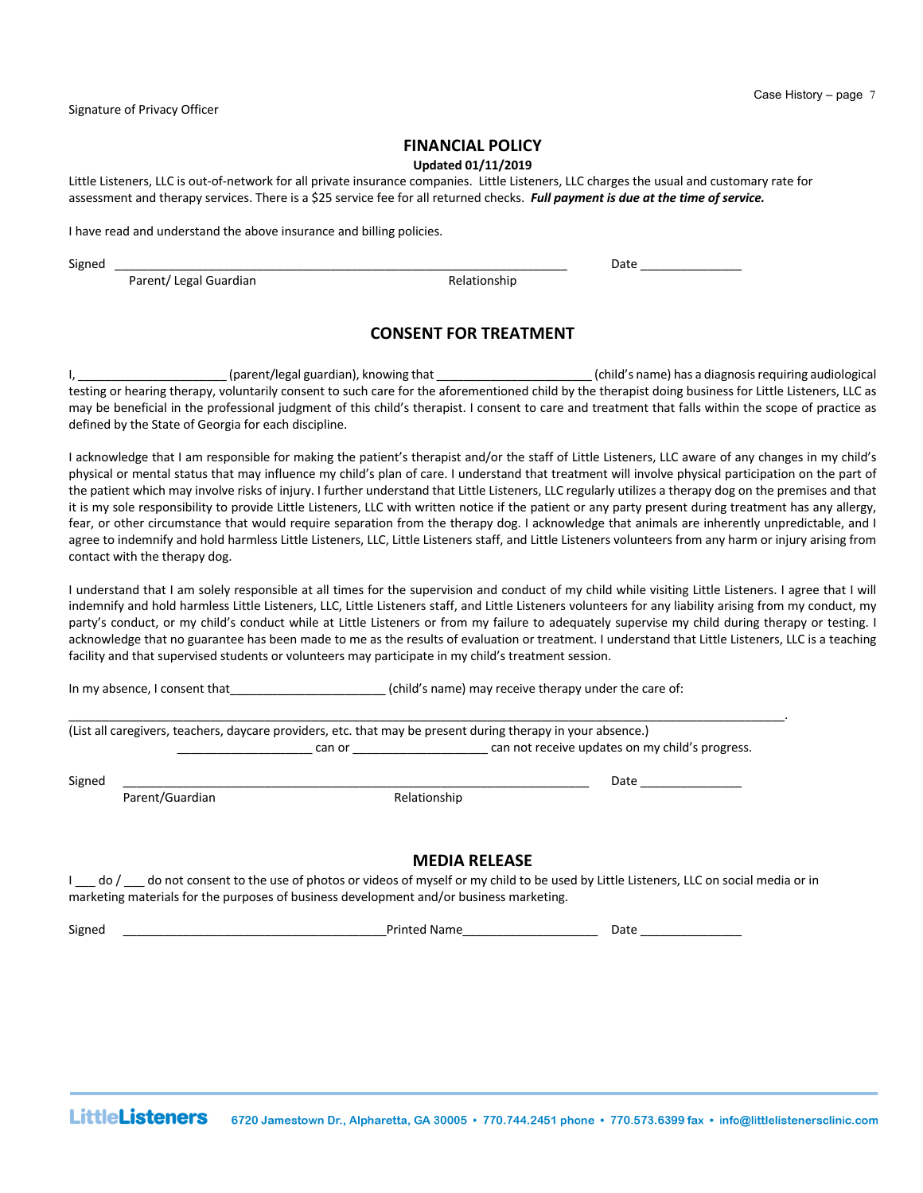Signature of Privacy Officer

## FINANCIAL POLICY

**Updated 01/11/2019**

Little Listeners, LLC is out-of-network for all private insurance companies. Little Listeners, LLC charges the usual and customary rate for assessment and therapy services. There is a $25 service fee for all returned checks. ***Full payment is due at the time of service.***

I have read and understand the above insurance and billing policies.

Signed ________________________________________________________________ Date _______________

Parent/ Legal Guardian Relationship

## CONSENT FOR TREATMENT

I, ______________________ (parent/legal guardian), knowing that ______________________ (child's name) has a diagnosis requiring audiological testing or hearing therapy, voluntarily consent to such care for the aforementioned child by the therapist doing business for Little Listeners, LLC as may be beneficial in the professional judgment of this child's therapist. I consent to care and treatment that falls within the scope of practice as defined by the State of Georgia for each discipline.

I acknowledge that I am responsible for making the patient's therapist and/or the staff of Little Listeners, LLC aware of any changes in my child's physical or mental status that may influence my child's plan of care. I understand that treatment will involve physical participation on the part of the patient which may involve risks of injury. I further understand that Little Listeners, LLC regularly utilizes a therapy dog on the premises and that it is my sole responsibility to provide Little Listeners, LLC with written notice if the patient or any party present during treatment has any allergy, fear, or other circumstance that would require separation from the therapy dog. I acknowledge that animals are inherently unpredictable, and I agree to indemnify and hold harmless Little Listeners, LLC, Little Listeners staff, and Little Listeners volunteers from any harm or injury arising from contact with the therapy dog.

I understand that I am solely responsible at all times for the supervision and conduct of my child while visiting Little Listeners. I agree that I will indemnify and hold harmless Little Listeners, LLC, Little Listeners staff, and Little Listeners volunteers for any liability arising from my conduct, my party's conduct, or my child's conduct while at Little Listeners or from my failure to adequately supervise my child during therapy or testing. I acknowledge that no guarantee has been made to me as the results of evaluation or treatment. I understand that Little Listeners, LLC is a teaching facility and that supervised students or volunteers may participate in my child's treatment session.

In my absence, I consent that______________________ (child's name) may receive therapy under the care of:

__________________________________________________________________________________________________.

(List all caregivers, teachers, daycare providers, etc. that may be present during therapy in your absence.)

____________________ can or ____________________ can not receive updates on my child's progress.

Signed ________________________________________________________________ Date _______________

Parent/Guardian Relationship

## MEDIA RELEASE

I ___ do / ___ do not consent to the use of photos or videos of myself or my child to be used by Little Listeners, LLC on social media or in marketing materials for the purposes of business development and/or business marketing.

Signed ______________________________________Printed Name____________________ Date _______________

LittleListeners 6720 Jamestown Dr., Alpharetta, GA 30005 • 770.744.2451 phone • 770.573.6399 fax • info@littlelistenersclinic.com